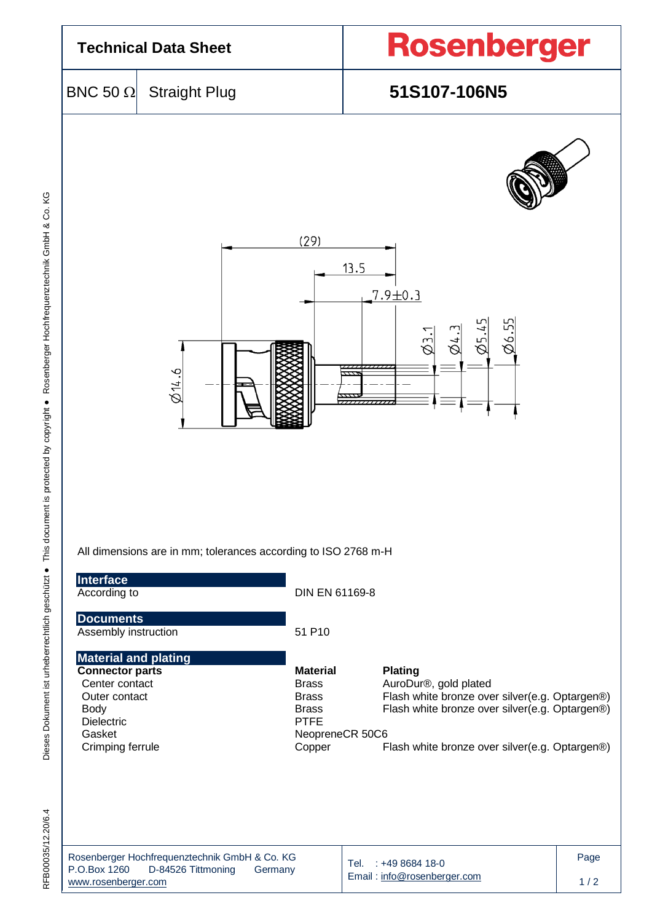# Technical Data Sheet

**Rosenberger**

| BNC 50 Ω | Straight Plug | **51S107-106N5** |
|---|---|---|

All dimensions are in mm; tolerances according to ISO 2768 m-H

## Interface

| | |
|---|---|
| According to | DIN EN 61169-8 |

## Documents

| | |
|---|---|
| Assembly instruction | 51 P10 |

## Material and plating

| **Connector parts** | **Material** | **Plating** |
|---|---|---|
| Center contact | Brass | AuroDur®, gold plated |
| Outer contact | Brass | Flash white bronze over silver(e.g. Optargen®) |
| Body | Brass | Flash white bronze over silver(e.g. Optargen®) |
| Dielectric | PTFE | |
| Gasket | NeopreneCR 50C6 | |
| Crimping ferrule | Copper | Flash white bronze over silver(e.g. Optargen®) |

Rosenberger Hochfrequenztechnik GmbH & Co. KG
P.O.Box 1260 D-84526 Tittmoning Germany
www.rosenberger.com

Tel. : +49 8684 18-0
Email : info@rosenberger.com

RFB00035/12.20/6.4

Dieses Dokument ist urheberrechtlich geschützt ● This document is protected by copyright ● Rosenberger Hochfrequenztechnik GmbH & Co. KG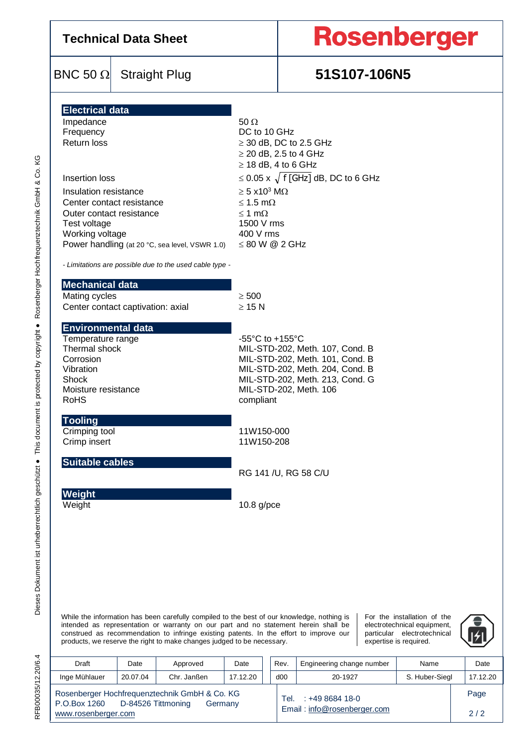# Technical Data Sheet

**Rosenberger**

BNC 50 Ω | Straight Plug

**51S107-106N5**

## Electrical data

| | |
|---|---|
| Impedance | 50 Ω |
| Frequency | DC to 10 GHz |
| Return loss | ≥ 30 dB, DC to 2.5 GHz<br>≥ 20 dB, 2.5 to 4 GHz<br>≥ 18 dB, 4 to 6 GHz |
| Insertion loss | $\leq 0.05 \times \sqrt{f\,[\text{GHz}]}$ dB, DC to 6 GHz |
| Insulation resistance | $\geq 5 \times 10^3$ MΩ |
| Center contact resistance | ≤ 1.5 mΩ |
| Outer contact resistance | ≤ 1 mΩ |
| Test voltage | 1500 V rms |
| Working voltage | 400 V rms |
| Power handling (at 20 °C, sea level, VSWR 1.0) | ≤ 80 W @ 2 GHz |

*- Limitations are possible due to the used cable type -*

## Mechanical data

| | |
|---|---|
| Mating cycles | ≥ 500 |
| Center contact captivation: axial | ≥ 15 N |

## Environmental data

| | |
|---|---|
| Temperature range | -55°C to +155°C |
| Thermal shock | MIL-STD-202, Meth. 107, Cond. B |
| Corrosion | MIL-STD-202, Meth. 101, Cond. B |
| Vibration | MIL-STD-202, Meth. 204, Cond. B |
| Shock | MIL-STD-202, Meth. 213, Cond. G |
| Moisture resistance | MIL-STD-202, Meth. 106 |
| RoHS | compliant |

## Tooling

| | |
|---|---|
| Crimping tool | 11W150-000 |
| Crimp insert | 11W150-208 |

## Suitable cables

RG 141 /U, RG 58 C/U

## Weight

| | |
|---|---|
| Weight | 10.8 g/pce |

While the information has been carefully compiled to the best of our knowledge, nothing is intended as representation or warranty on our part and no statement herein shall be construed as recommendation to infringe existing patents. In the effort to improve our products, we reserve the right to make changes judged to be necessary.

For the installation of the electrotechnical equipment, particular electrotechnical expertise is required.

| Draft | Date | Approved | Date | Rev. | Engineering change number | Name | Date |
|---|---|---|---|---|---|---|---|
| Inge Mühlauer | 20.07.04 | Chr. Janßen | 17.12.20 | d00 | 20-1927 | S. Huber-Siegl | 17.12.20 |

Rosenberger Hochfrequenztechnik GmbH & Co. KG
P.O.Box 1260 D-84526 Tittmoning Germany
www.rosenberger.com

Tel. : +49 8684 18-0
Email : info@rosenberger.com

RFB00035/12.20/6.4

Dieses Dokument ist urheberrechtlich geschützt ● This document is protected by copyright ● Rosenberger Hochfrequenztechnik GmbH & Co. KG